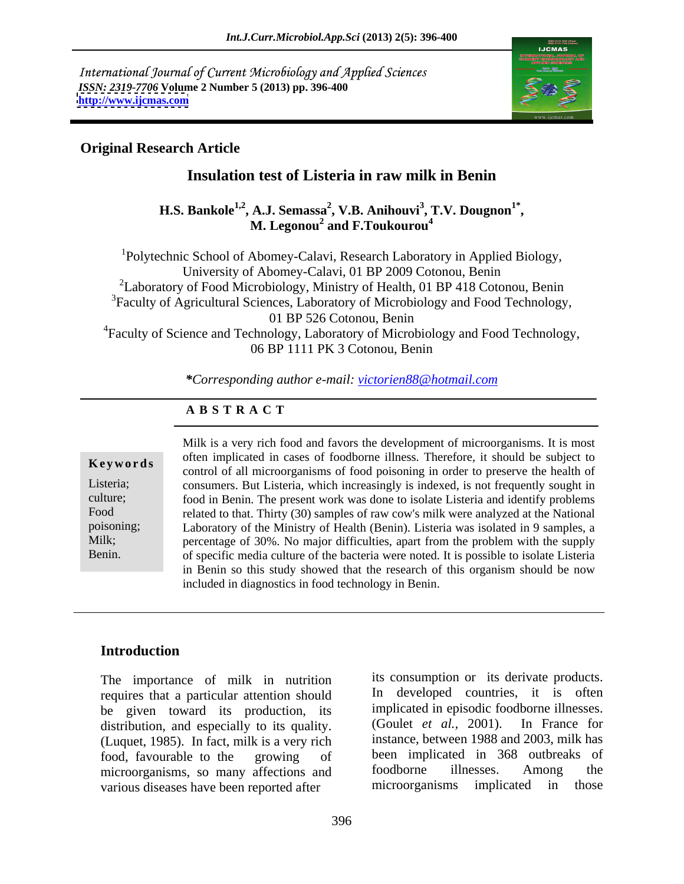International Journal of Current Microbiology and Applied Sciences
*ISSN: 2319-7706* Volume 2 Number 5 (2013) pp. 396-400
http://www.ijcmas.com

**Original Research Article**

# Insulation test of Listeria in raw milk in Benin

**H.S. Bankole[1,2], A.J. Semassa[2], V.B. Anihouvi[3], T.V. Dougnon[1*], M. Legonou[2] and F.Toukourou[4]**

[1]Polytechnic School of Abomey-Calavi, Research Laboratory in Applied Biology, University of Abomey-Calavi, 01 BP 2009 Cotonou, Benin
[2]Laboratory of Food Microbiology, Ministry of Health, 01 BP 418 Cotonou, Benin
[3]Faculty of Agricultural Sciences, Laboratory of Microbiology and Food Technology, 01 BP 526 Cotonou, Benin
[4]Faculty of Science and Technology, Laboratory of Microbiology and Food Technology, 06 BP 1111 PK 3 Cotonou, Benin

**\*Corresponding author e-mail: victorien88@hotmail.com*

## ABSTRACT

**Keywords**

Listeria; culture; Food poisoning; Milk; Benin.

Milk is a very rich food and favors the development of microorganisms. It is most often implicated in cases of foodborne illness. Therefore, it should be subject to control of all microorganisms of food poisoning in order to preserve the health of consumers. But Listeria, which increasingly is indexed, is not frequently sought in food in Benin. The present work was done to isolate Listeria and identify problems related to that. Thirty (30) samples of raw cow's milk were analyzed at the National Laboratory of the Ministry of Health (Benin). Listeria was isolated in 9 samples, a percentage of 30%. No major difficulties, apart from the problem with the supply of specific media culture of the bacteria were noted. It is possible to isolate Listeria in Benin so this study showed that the research of this organism should be now included in diagnostics in food technology in Benin.

## Introduction

The importance of milk in nutrition requires that a particular attention should be given toward its production, its distribution, and especially to its quality. (Luquet, 1985). In fact, milk is a very rich food, favourable to the growing of microorganisms, so many affections and various diseases have been reported after its consumption or its derivate products. In developed countries, it is often implicated in episodic foodborne illnesses. (Goulet *et al.,* 2001). In France for instance, between 1988 and 2003, milk has been implicated in 368 outbreaks of foodborne illnesses. Among the microorganisms implicated in those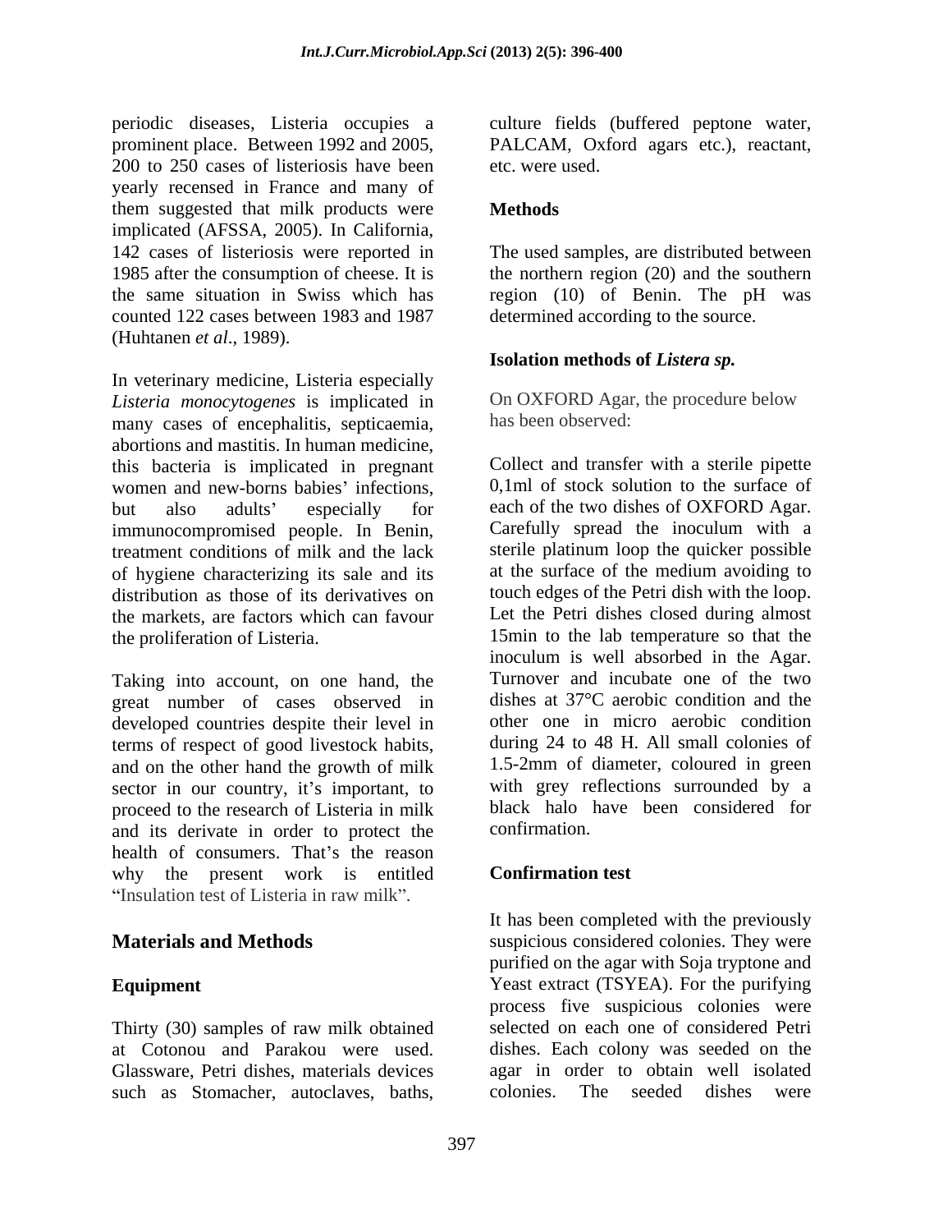periodic diseases, Listeria occupies a prominent place. Between 1992 and 2005, 200 to 250 cases of listeriosis have been yearly recensed in France and many of them suggested that milk products were implicated (AFSSA, 2005). In California, 142 cases of listeriosis were reported in 1985 after the consumption of cheese. It is the same situation in Swiss which has counted 122 cases between 1983 and 1987 (Huhtanen *et al*., 1989).

In veterinary medicine, Listeria especially *Listeria monocytogenes* is implicated in many cases of encephalitis, septicaemia, abortions and mastitis. In human medicine, this bacteria is implicated in pregnant women and new-borns babies' infections, but also adults' especially for immunocompromised people. In Benin, treatment conditions of milk and the lack of hygiene characterizing its sale and its distribution as those of its derivatives on the markets, are factors which can favour the proliferation of Listeria.

Taking into account, on one hand, the great number of cases observed in developed countries despite their level in terms of respect of good livestock habits, and on the other hand the growth of milk sector in our country, it's important, to proceed to the research of Listeria in milk and its derivate in order to protect the health of consumers. That's the reason why the present work is entitled "Insulation test of Listeria in raw milk".

## Materials and Methods

### Equipment

Thirty (30) samples of raw milk obtained at Cotonou and Parakou were used. Glassware, Petri dishes, materials devices such as Stomacher, autoclaves, baths, culture fields (buffered peptone water, PALCAM, Oxford agars etc.), reactant, etc. were used.

### Methods

The used samples, are distributed between the northern region (20) and the southern region (10) of Benin. The pH was determined according to the source.

### Isolation methods of *Listera sp.*

On OXFORD Agar, the procedure below has been observed:

Collect and transfer with a sterile pipette 0,1ml of stock solution to the surface of each of the two dishes of OXFORD Agar. Carefully spread the inoculum with a sterile platinum loop the quicker possible at the surface of the medium avoiding to touch edges of the Petri dish with the loop. Let the Petri dishes closed during almost 15min to the lab temperature so that the inoculum is well absorbed in the Agar. Turnover and incubate one of the two dishes at 37°C aerobic condition and the other one in micro aerobic condition during 24 to 48 H. All small colonies of 1.5-2mm of diameter, coloured in green with grey reflections surrounded by a black halo have been considered for confirmation.

### Confirmation test

It has been completed with the previously suspicious considered colonies. They were purified on the agar with Soja tryptone and Yeast extract (TSYEA). For the purifying process five suspicious colonies were selected on each one of considered Petri dishes. Each colony was seeded on the agar in order to obtain well isolated colonies. The seeded dishes were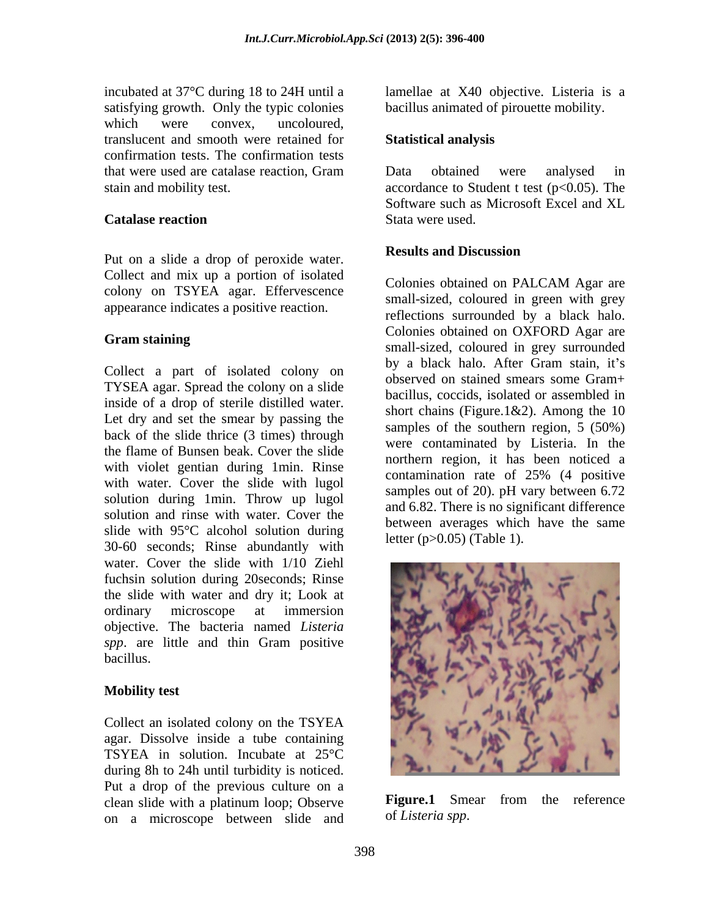incubated at 37°C during 18 to 24H until a satisfying growth. Only the typic colonies which were convex, uncoloured, translucent and smooth were retained for confirmation tests. The confirmation tests that were used are catalase reaction, Gram stain and mobility test.

**Catalase reaction**

Put on a slide a drop of peroxide water. Collect and mix up a portion of isolated colony on TSYEA agar. Effervescence appearance indicates a positive reaction.

**Gram staining**

Collect a part of isolated colony on TYSEA agar. Spread the colony on a slide inside of a drop of sterile distilled water. Let dry and set the smear by passing the back of the slide thrice (3 times) through the flame of Bunsen beak. Cover the slide with violet gentian during 1min. Rinse with water. Cover the slide with lugol solution during 1min. Throw up lugol solution and rinse with water. Cover the slide with 95°C alcohol solution during 30-60 seconds; Rinse abundantly with water. Cover the slide with 1/10 Ziehl fuchsin solution during 20seconds; Rinse the slide with water and dry it; Look at ordinary microscope at immersion objective. The bacteria named *Listeria spp*. are little and thin Gram positive bacillus.

**Mobility test**

Collect an isolated colony on the TSYEA agar. Dissolve inside a tube containing TSYEA in solution. Incubate at 25°C during 8h to 24h until turbidity is noticed. Put a drop of the previous culture on a clean slide with a platinum loop; Observe on a microscope between slide and lamellae at X40 objective. Listeria is a bacillus animated of pirouette mobility.

**Statistical analysis**

Data obtained were analysed in accordance to Student t test ($p<0.05$). The Software such as Microsoft Excel and XL Stata were used.

**Results and Discussion**

Colonies obtained on PALCAM Agar are small-sized, coloured in green with grey reflections surrounded by a black halo. Colonies obtained on OXFORD Agar are small-sized, coloured in grey surrounded by a black halo. After Gram stain, it's observed on stained smears some Gram+ bacillus, coccids, isolated or assembled in short chains (Figure.1&2). Among the 10 samples of the southern region, 5 (50%) were contaminated by Listeria. In the northern region, it has been noticed a contamination rate of 25% (4 positive samples out of 20). pH vary between 6.72 and 6.82. There is no significant difference between averages which have the same letter ($p>0.05$) (Table 1).

**Figure.1** Smear from the reference of *Listeria spp*.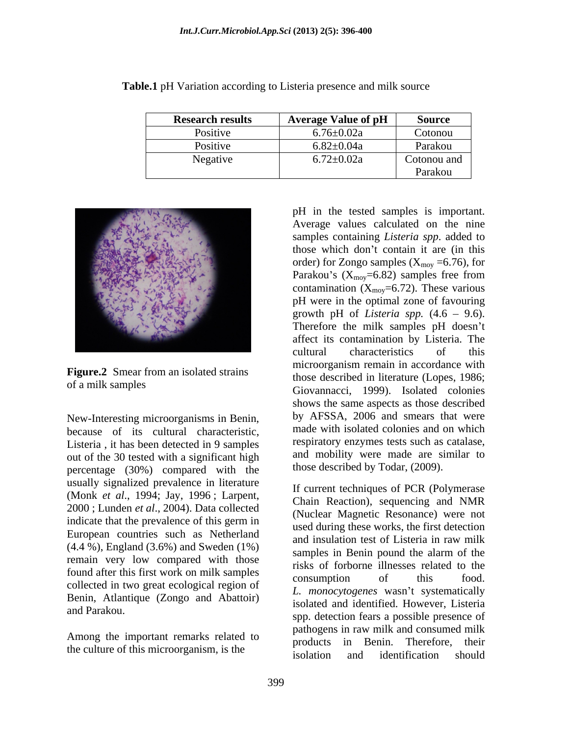**Table.1** pH Variation according to Listeria presence and milk source

| Research results | Average Value of pH | Source |
|---|---|---|
| Positive | 6.76±0.02a | Cotonou |
| Positive | 6.82±0.04a | Parakou |
| Negative | 6.72±0.02a | Cotonou and Parakou |

**Figure.2** Smear from an isolated strains of a milk samples

New-Interesting microorganisms in Benin, because of its cultural characteristic, Listeria , it has been detected in 9 samples out of the 30 tested with a significant high percentage (30%) compared with the usually signalized prevalence in literature (Monk *et al*., 1994; Jay, 1996 ; Larpent, 2000 ; Lunden *et al*., 2004). Data collected indicate that the prevalence of this germ in European countries such as Netherland (4.4 %), England (3.6%) and Sweden (1%) remain very low compared with those found after this first work on milk samples collected in two great ecological region of Benin, Atlantique (Zongo and Abattoir) and Parakou.

Among the important remarks related to the culture of this microorganism, is the pH in the tested samples is important. Average values calculated on the nine samples containing *Listeria spp*. added to those which don't contain it are (in this order) for Zongo samples ($X_{moy}$ =6.76), for Parakou's ($X_{moy}$=6.82) samples free from contamination ($X_{moy}$=6.72). These various pH were in the optimal zone of favouring growth pH of *Listeria spp.* (4.6 – 9.6). Therefore the milk samples pH doesn't affect its contamination by Listeria. The cultural characteristics of this microorganism remain in accordance with those described in literature (Lopes, 1986; Giovannacci, 1999). Isolated colonies shows the same aspects as those described by AFSSA, 2006 and smears that were made with isolated colonies and on which respiratory enzymes tests such as catalase, and mobility were made are similar to those described by Todar, (2009).

If current techniques of PCR (Polymerase Chain Reaction), sequencing and NMR (Nuclear Magnetic Resonance) were not used during these works, the first detection and insulation test of Listeria in raw milk samples in Benin pound the alarm of the risks of forborne illnesses related to the consumption of this food. *L. monocytogenes* wasn't systematically isolated and identified. However, Listeria spp. detection fears a possible presence of pathogens in raw milk and consumed milk products in Benin. Therefore, their isolation and identification should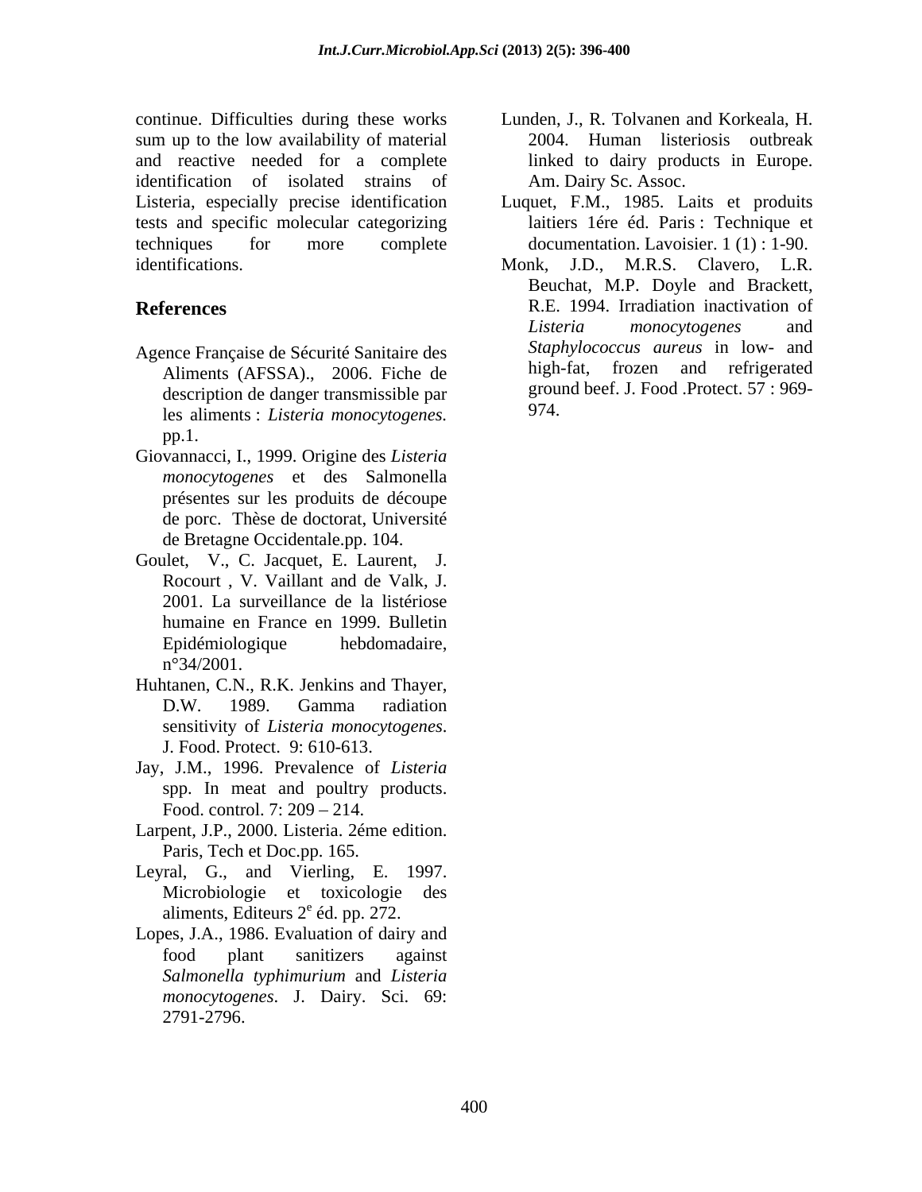continue. Difficulties during these works sum up to the low availability of material and reactive needed for a complete identification of isolated strains of Listeria, especially precise identification tests and specific molecular categorizing techniques for more complete identifications.

## References

Agence Française de Sécurité Sanitaire des Aliments (AFSSA)., 2006. Fiche de description de danger transmissible par les aliments : *Listeria monocytogenes.* pp.1.

Giovannacci, I., 1999. Origine des *Listeria monocytogenes* et des Salmonella présentes sur les produits de découpe de porc. Thèse de doctorat, Université de Bretagne Occidentale.pp. 104.

Goulet, V., C. Jacquet, E. Laurent, J. Rocourt , V. Vaillant and de Valk, J. 2001. La surveillance de la listériose humaine en France en 1999. Bulletin Epidémiologique hebdomadaire, n°34/2001.

Huhtanen, C.N., R.K. Jenkins and Thayer, D.W. 1989. Gamma radiation sensitivity of *Listeria monocytogenes*. J. Food. Protect. 9: 610-613.

Jay, J.M., 1996. Prevalence of *Listeria* spp. In meat and poultry products. Food. control. 7: 209 – 214.

Larpent, J.P., 2000. Listeria. 2éme edition. Paris, Tech et Doc.pp. 165.

Leyral, G., and Vierling, E. 1997. Microbiologie et toxicologie des aliments, Editeurs 2e éd. pp. 272.

Lopes, J.A., 1986. Evaluation of dairy and food plant sanitizers against *Salmonella typhimurium* and *Listeria monocytogenes*. J. Dairy. Sci. 69: 2791-2796.

Lunden, J., R. Tolvanen and Korkeala, H. 2004. Human listeriosis outbreak linked to dairy products in Europe. Am. Dairy Sc. Assoc.

Luquet, F.M., 1985. Laits et produits laitiers 1ére éd. Paris : Technique et documentation. Lavoisier. 1 (1) : 1-90.

Monk, J.D., M.R.S. Clavero, L.R. Beuchat, M.P. Doyle and Brackett, R.E. 1994. Irradiation inactivation of *Listeria monocytogenes* and *Staphylococcus aureus* in low- and high-fat, frozen and refrigerated ground beef. J. Food .Protect. 57 : 969-974.